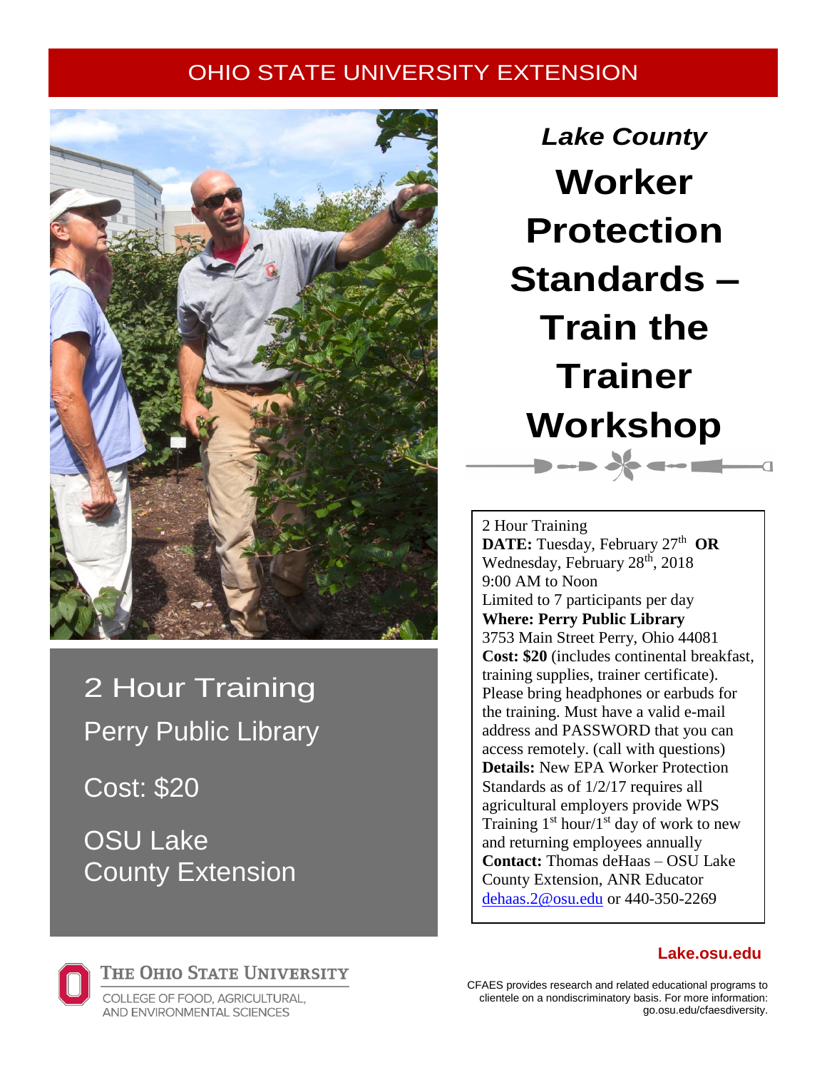OHIO STATE UNIVERSITY EXTENSION

*Lake County*

# Worker Protection Standards – Train the Trainer Workshop

2 Hour Training

Perry Public Library

Cost: $20

OSU Lake County Extension

2 Hour Training
**DATE:** Tuesday, February 27th **OR** Wednesday, February 28th, 2018
9:00 AM to Noon
Limited to 7 participants per day
**Where: Perry Public Library**
3753 Main Street Perry, Ohio 44081
**Cost: $20** (includes continental breakfast, training supplies, trainer certificate). Please bring headphones or earbuds for the training. Must have a valid e-mail address and PASSWORD that you can access remotely. (call with questions)
**Details:** New EPA Worker Protection Standards as of 1/2/17 requires all agricultural employers provide WPS Training 1st hour/1st day of work to new and returning employees annually
**Contact:** Thomas deHaas – OSU Lake County Extension, ANR Educator
dehaas.2@osu.edu or 440-350-2269

**Lake.osu.edu**

The Ohio State University
College of Food, Agricultural, and Environmental Sciences

CFAES provides research and related educational programs to clientele on a nondiscriminatory basis. For more information: go.osu.edu/cfaesdiversity.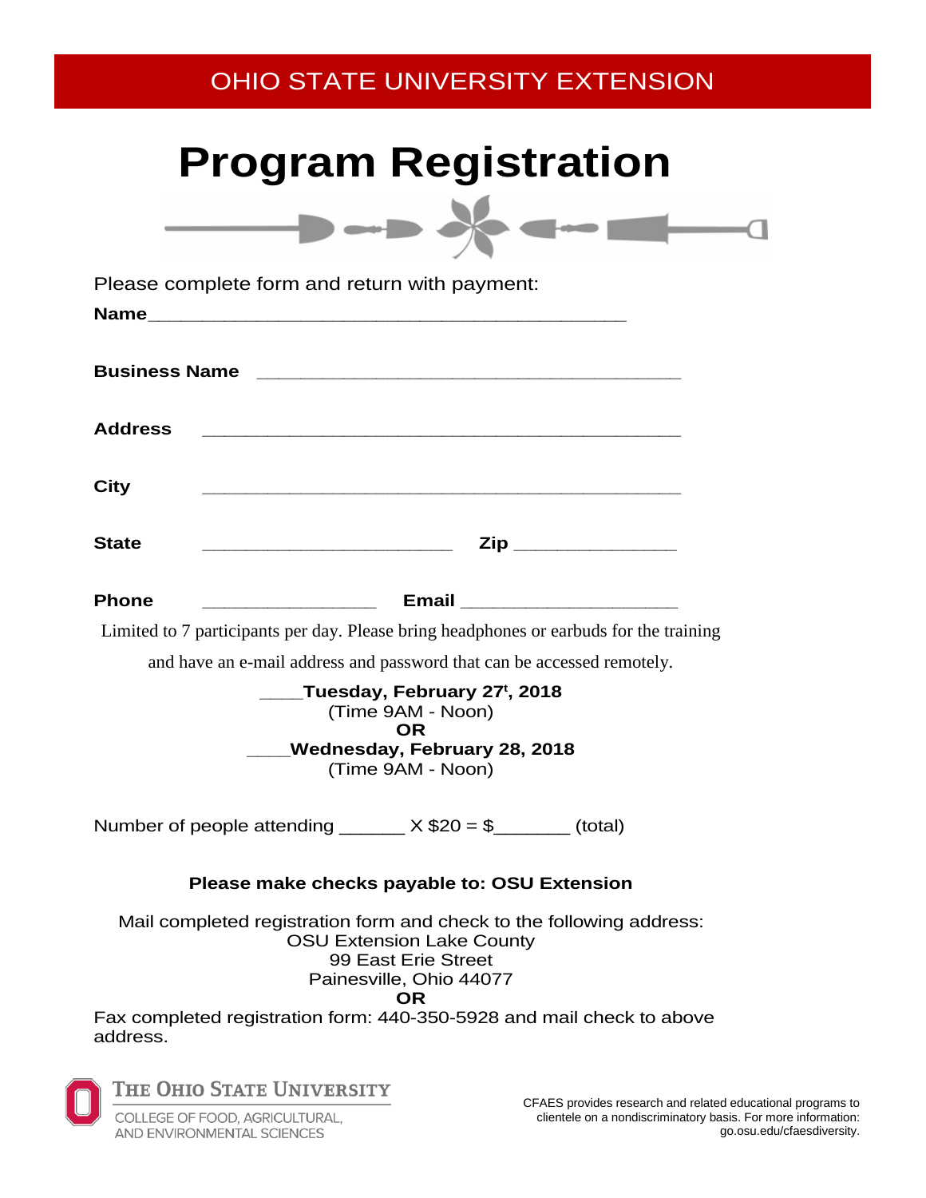OHIO STATE UNIVERSITY EXTENSION

# Program Registration

Please complete form and return with payment:

**Name**_____________________________________________

**Business Name** ________________________________________

**Address** _____________________________________________

**City** _____________________________________________

**State** _________________________ **Zip** ________________

**Phone** _________________ **Email** _____________________

Limited to 7 participants per day. Please bring headphones or earbuds for the training and have an e-mail address and password that can be accessed remotely.

____**Tuesday, February 27t, 2018**
(Time 9AM - Noon)
**OR**
____**Wednesday, February 28, 2018**
(Time 9AM - Noon)

Number of people attending ______ X $20 = $_______ (total)

**Please make checks payable to: OSU Extension**

Mail completed registration form and check to the following address:
OSU Extension Lake County
99 East Erie Street
Painesville, Ohio 44077
**OR**
Fax completed registration form: 440-350-5928 and mail check to above address.

THE OHIO STATE UNIVERSITY
COLLEGE OF FOOD, AGRICULTURAL, AND ENVIRONMENTAL SCIENCES

CFAES provides research and related educational programs to clientele on a nondiscriminatory basis. For more information: go.osu.edu/cfaesdiversity.